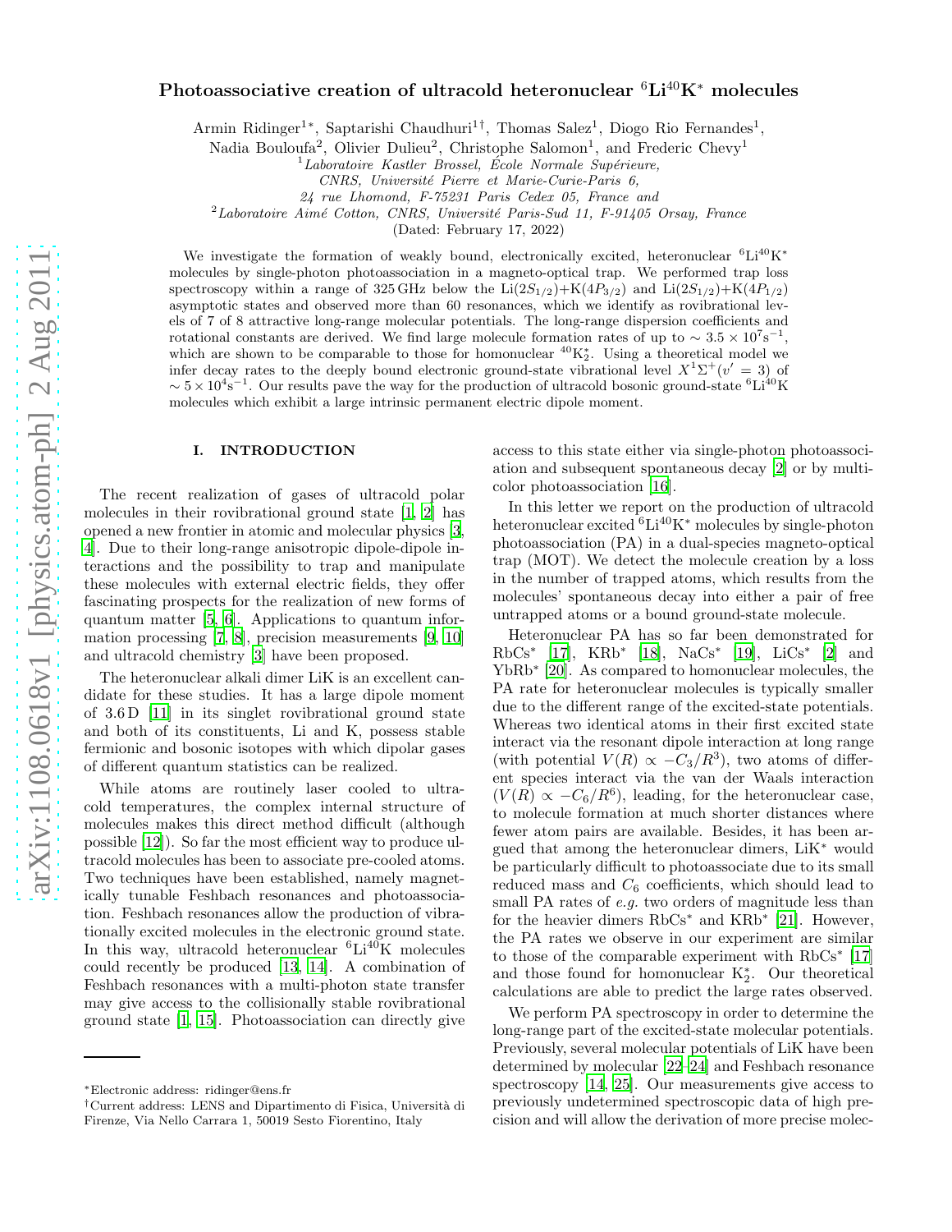# Photoassociative creation of ultracold heteronuclear $^6$Li$^{40}$K$^*$ molecules

Armin Ridinger[1*], Saptarishi Chaudhuri[1†], Thomas Salez[1], Diogo Rio Fernandes[1], Nadia Bouloufa[2], Olivier Dulieu[2], Christophe Salomon[1], and Frederic Chevy[1]

[1] *Laboratoire Kastler Brossel, École Normale Supérieure, CNRS, Université Pierre et Marie-Curie-Paris 6, 24 rue Lhomond, F-75231 Paris Cedex 05, France and*

[2] *Laboratoire Aimé Cotton, CNRS, Université Paris-Sud 11, F-91405 Orsay, France*

(Dated: February 17, 2022)

We investigate the formation of weakly bound, electronically excited, heteronuclear $^6$Li$^{40}$K$^*$ molecules by single-photon photoassociation in a magneto-optical trap. We performed trap loss spectroscopy within a range of 325 GHz below the Li($2S_{1/2}$)+K($4P_{3/2}$) and Li($2S_{1/2}$)+K($4P_{1/2}$) asymptotic states and observed more than 60 resonances, which we identify as rovibrational levels of 7 of 8 attractive long-range molecular potentials. The long-range dispersion coefficients and rotational constants are derived. We find large molecule formation rates of up to $\sim 3.5 \times 10^7\,\mathrm{s}^{-1}$, which are shown to be comparable to those for homonuclear $^{40}$K$_2^*$. Using a theoretical model we infer decay rates to the deeply bound electronic ground-state vibrational level $X^1\Sigma^+(v'=3)$ of $\sim 5 \times 10^4\,\mathrm{s}^{-1}$. Our results pave the way for the production of ultracold bosonic ground-state $^6$Li$^{40}$K molecules which exhibit a large intrinsic permanent electric dipole moment.

## I. INTRODUCTION

The recent realization of gases of ultracold polar molecules in their rovibrational ground state [1, 2] has opened a new frontier in atomic and molecular physics [3, 4]. Due to their long-range anisotropic dipole-dipole interactions and the possibility to trap and manipulate these molecules with external electric fields, they offer fascinating prospects for the realization of new forms of quantum matter [5, 6]. Applications to quantum information processing [7, 8], precision measurements [9, 10] and ultracold chemistry [3] have been proposed.

The heteronuclear alkali dimer LiK is an excellent candidate for these studies. It has a large dipole moment of 3.6 D [11] in its singlet rovibrational ground state and both of its constituents, Li and K, possess stable fermionic and bosonic isotopes with which dipolar gases of different quantum statistics can be realized.

While atoms are routinely laser cooled to ultracold temperatures, the complex internal structure of molecules makes this direct method difficult (although possible [12]). So far the most efficient way to produce ultracold molecules has been to associate pre-cooled atoms. Two techniques have been established, namely magnetically tunable Feshbach resonances and photoassociation. Feshbach resonances allow the production of vibrationally excited molecules in the electronic ground state. In this way, ultracold heteronuclear $^6$Li$^{40}$K molecules could recently be produced [13, 14]. A combination of Feshbach resonances with a multi-photon state transfer may give access to the collisionally stable rovibrational ground state [1, 15]. Photoassociation can directly give access to this state either via single-photon photoassociation and subsequent spontaneous decay [2] or by multicolor photoassociation [16].

In this letter we report on the production of ultracold heteronuclear excited $^6$Li$^{40}$K$^*$ molecules by single-photon photoassociation (PA) in a dual-species magneto-optical trap (MOT). We detect the molecule creation by a loss in the number of trapped atoms, which results from the molecules' spontaneous decay into either a pair of free untrapped atoms or a bound ground-state molecule.

Heteronuclear PA has so far been demonstrated for RbCs$^*$ [17], KRb$^*$ [18], NaCs$^*$ [19], LiCs$^*$ [2] and YbRb$^*$ [20]. As compared to homonuclear molecules, the PA rate for heteronuclear molecules is typically smaller due to the different range of the excited-state potentials. Whereas two identical atoms in their first excited state interact via the resonant dipole interaction at long range (with potential $V(R) \propto -C_3/R^3$), two atoms of different species interact via the van der Waals interaction ($V(R) \propto -C_6/R^6$), leading, for the heteronuclear case, to molecule formation at much shorter distances where fewer atom pairs are available. Besides, it has been argued that among the heteronuclear dimers, LiK$^*$ would be particularly difficult to photoassociate due to its small reduced mass and $C_6$ coefficients, which should lead to small PA rates of *e.g.* two orders of magnitude less than for the heavier dimers RbCs$^*$ and KRb$^*$ [21]. However, the PA rates we observe in our experiment are similar to those of the comparable experiment with RbCs$^*$ [17] and those found for homonuclear K$_2^*$. Our theoretical calculations are able to predict the large rates observed.

We perform PA spectroscopy in order to determine the long-range part of the excited-state molecular potentials. Previously, several molecular potentials of LiK have been determined by molecular [22–24] and Feshbach resonance spectroscopy [14, 25]. Our measurements give access to previously undetermined spectroscopic data of high precision and will allow the derivation of more precise molec-

*Electronic address: ridinger@ens.fr

†Current address: LENS and Dipartimento di Fisica, Università di Firenze, Via Nello Carrara 1, 50019 Sesto Fiorentino, Italy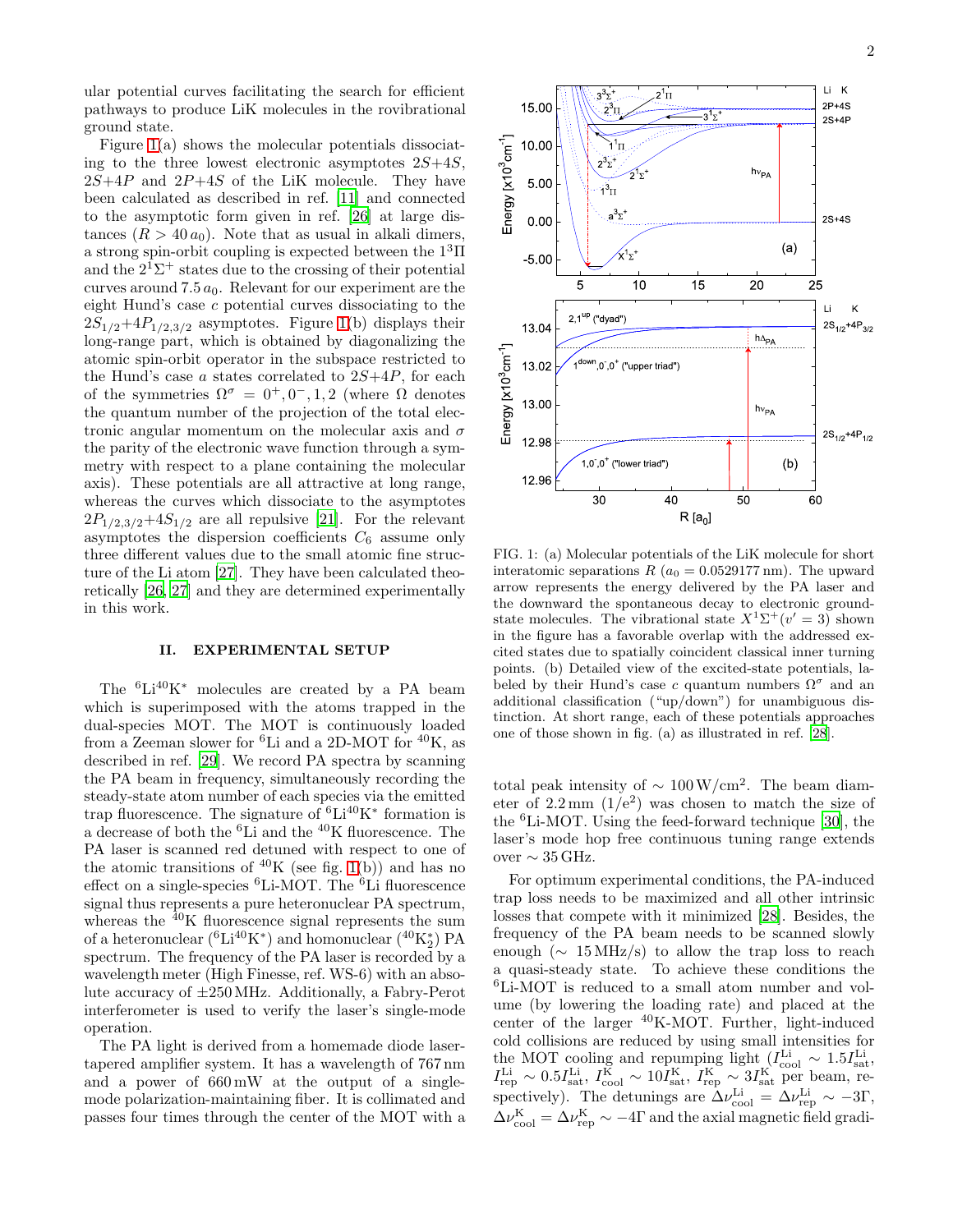ular potential curves facilitating the search for efficient pathways to produce LiK molecules in the rovibrational ground state.

Figure 1(a) shows the molecular potentials dissociating to the three lowest electronic asymptotes $2S+4S$, $2S+4P$ and $2P+4S$ of the LiK molecule. They have been calculated as described in ref. [11] and connected to the asymptotic form given in ref. [26] at large distances ($R > 40\,a_0$). Note that as usual in alkali dimers, a strong spin-orbit coupling is expected between the $1^3\Pi$ and the $2^1\Sigma^+$ states due to the crossing of their potential curves around $7.5\,a_0$. Relevant for our experiment are the eight Hund's case $c$ potential curves dissociating to the $2S_{1/2}$+$4P_{1/2,3/2}$ asymptotes. Figure 1(b) displays their long-range part, which is obtained by diagonalizing the atomic spin-orbit operator in the subspace restricted to the Hund's case $a$ states correlated to $2S$+$4P$, for each of the symmetries $\Omega^\sigma = 0^+, 0^-, 1, 2$ (where $\Omega$ denotes the quantum number of the projection of the total electronic angular momentum on the molecular axis and $\sigma$ the parity of the electronic wave function through a symmetry with respect to a plane containing the molecular axis). These potentials are all attractive at long range, whereas the curves which dissociate to the asymptotes $2P_{1/2,3/2}$+$4S_{1/2}$ are all repulsive [21]. For the relevant asymptotes the dispersion coefficients $C_6$ assume only three different values due to the small atomic fine structure of the Li atom [27]. They have been calculated theoretically [26, 27] and they are determined experimentally in this work.

FIG. 1: (a) Molecular potentials of the LiK molecule for short interatomic separations $R$ ($a_0 = 0.0529177\,$nm). The upward arrow represents the energy delivered by the PA laser and the downward the spontaneous decay to electronic ground-state molecules. The vibrational state $X^1\Sigma^+(v' = 3)$ shown in the figure has a favorable overlap with the addressed excited states due to spatially coincident classical inner turning points. (b) Detailed view of the excited-state potentials, labeled by their Hund's case $c$ quantum numbers $\Omega^\sigma$ and an additional classification ("up/down") for unambiguous distinction. At short range, each of these potentials approaches one of those shown in fig. (a) as illustrated in ref. [28].

## II. EXPERIMENTAL SETUP

The $^6$Li$^{40}$K$^*$ molecules are created by a PA beam which is superimposed with the atoms trapped in the dual-species MOT. The MOT is continuously loaded from a Zeeman slower for $^6$Li and a 2D-MOT for $^{40}$K, as described in ref. [29]. We record PA spectra by scanning the PA beam in frequency, simultaneously recording the steady-state atom number of each species via the emitted trap fluorescence. The signature of $^6$Li$^{40}$K$^*$ formation is a decrease of both the $^6$Li and the $^{40}$K fluorescence. The PA laser is scanned red detuned with respect to one of the atomic transitions of $^{40}$K (see fig. 1(b)) and has no effect on a single-species $^6$Li-MOT. The $^6$Li fluorescence signal thus represents a pure heteronuclear PA spectrum, whereas the $^{40}$K fluorescence signal represents the sum of a heteronuclear ($^6$Li$^{40}$K$^*$) and homonuclear ($^{40}$K$_2^*$) PA spectrum. The frequency of the PA laser is recorded by a wavelength meter (High Finesse, ref. WS-6) with an absolute accuracy of $\pm 250\,$MHz. Additionally, a Fabry-Perot interferometer is used to verify the laser's single-mode operation.

The PA light is derived from a homemade diode laser-tapered amplifier system. It has a wavelength of 767 nm and a power of 660 mW at the output of a single-mode polarization-maintaining fiber. It is collimated and passes four times through the center of the MOT with a total peak intensity of $\sim 100\,$W/cm$^2$. The beam diameter of 2.2 mm ($1/e^2$) was chosen to match the size of the $^6$Li-MOT. Using the feed-forward technique [30], the laser's mode hop free continuous tuning range extends over $\sim 35\,$GHz.

For optimum experimental conditions, the PA-induced trap loss needs to be maximized and all other intrinsic losses that compete with it minimized [28]. Besides, the frequency of the PA beam needs to be scanned slowly enough ($\sim 15\,$MHz/s) to allow the trap loss to reach a quasi-steady state. To achieve these conditions the $^6$Li-MOT is reduced to a small atom number and volume (by lowering the loading rate) and placed at the center of the larger $^{40}$K-MOT. Further, light-induced cold collisions are reduced by using small intensities for the MOT cooling and repumping light ($I_{\rm cool}^{\rm Li} \sim 1.5 I_{\rm sat}^{\rm Li}$, $I_{\rm rep}^{\rm Li} \sim 0.5 I_{\rm sat}^{\rm Li}$, $I_{\rm cool}^{\rm K} \sim 10 I_{\rm sat}^{\rm K}$, $I_{\rm rep}^{\rm K} \sim 3 I_{\rm sat}^{\rm K}$ per beam, respectively). The detunings are $\Delta\nu_{\rm cool}^{\rm Li} = \Delta\nu_{\rm rep}^{\rm Li} \sim -3\Gamma$, $\Delta\nu_{\rm cool}^{\rm K} = \Delta\nu_{\rm rep}^{\rm K} \sim -4\Gamma$ and the axial magnetic field gradi-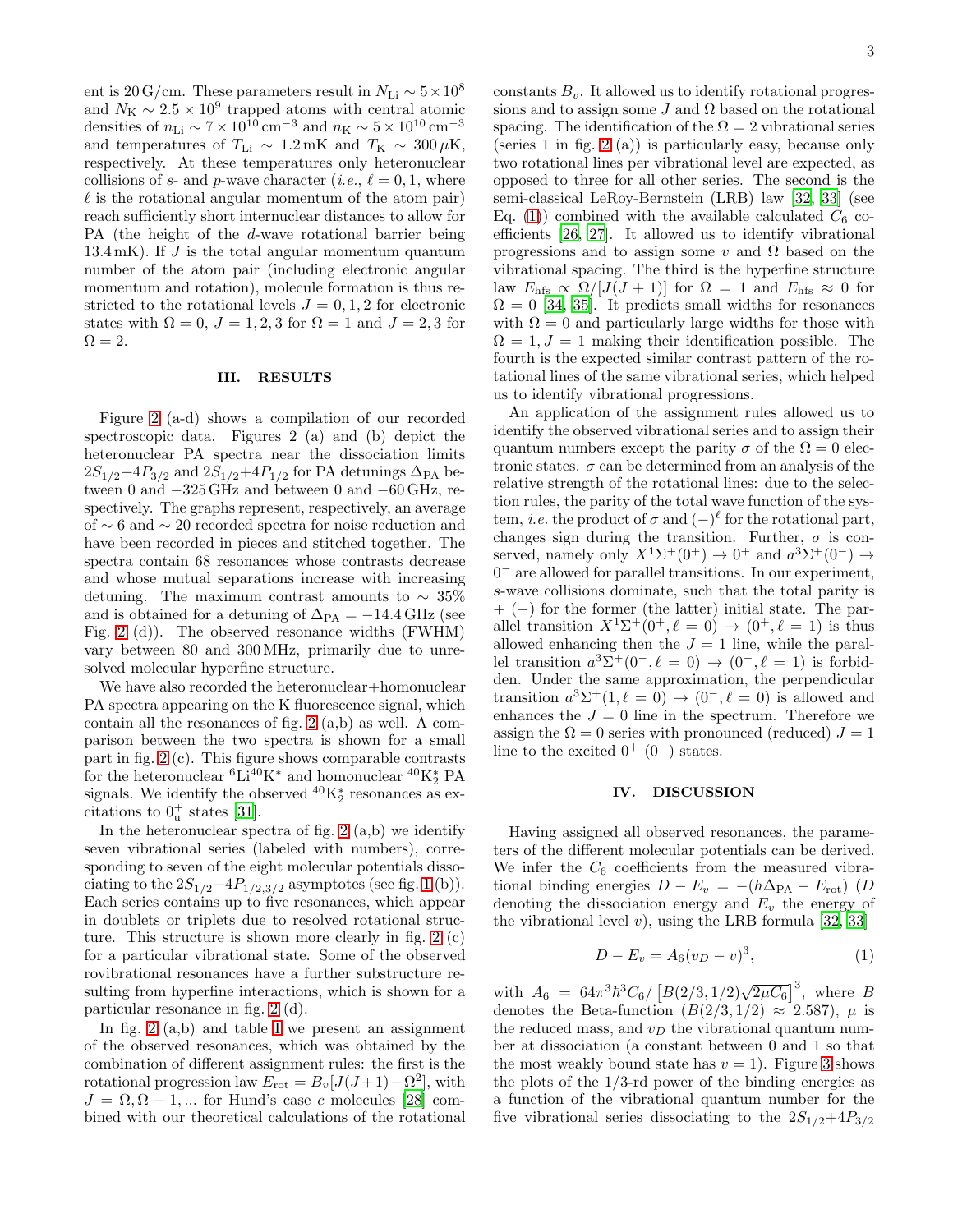ent is 20 G/cm. These parameters result in $N_{\rm Li} \sim 5\times10^8$ and $N_{\rm K} \sim 2.5\times10^9$ trapped atoms with central atomic densities of $n_{\rm Li} \sim 7\times10^{10}\,\rm cm^{-3}$ and $n_{\rm K} \sim 5\times10^{10}\,\rm cm^{-3}$ and temperatures of $T_{\rm Li} \sim 1.2\,\rm mK$ and $T_{\rm K} \sim 300\,\mu K$, respectively. At these temperatures only heteronuclear collisions of *s*- and *p*-wave character (*i.e.*, $\ell = 0, 1$, where $\ell$ is the rotational angular momentum of the atom pair) reach sufficiently short internuclear distances to allow for PA (the height of the *d*-wave rotational barrier being 13.4 mK). If $J$ is the total angular momentum quantum number of the atom pair (including electronic angular momentum and rotation), molecule formation is thus restricted to the rotational levels $J = 0, 1, 2$ for electronic states with $\Omega = 0$, $J = 1, 2, 3$ for $\Omega = 1$ and $J = 2, 3$ for $\Omega = 2$.

## III. RESULTS

Figure 2 (a-d) shows a compilation of our recorded spectroscopic data. Figures 2 (a) and (b) depict the heteronuclear PA spectra near the dissociation limits $2S_{1/2}$+$4P_{3/2}$ and $2S_{1/2}$+$4P_{1/2}$ for PA detunings $\Delta_{\rm PA}$ between 0 and $-325$ GHz and between 0 and $-60$ GHz, respectively. The graphs represent, respectively, an average of $\sim 6$ and $\sim 20$ recorded spectra for noise reduction and have been recorded in pieces and stitched together. The spectra contain 68 resonances whose contrasts decrease and whose mutual separations increase with increasing detuning. The maximum contrast amounts to $\sim 35\%$ and is obtained for a detuning of $\Delta_{\rm PA} = -14.4$ GHz (see Fig. 2 (d)). The observed resonance widths (FWHM) vary between 80 and 300 MHz, primarily due to unresolved molecular hyperfine structure.

We have also recorded the heteronuclear+homonuclear PA spectra appearing on the K fluorescence signal, which contain all the resonances of fig. 2 (a,b) as well. A comparison between the two spectra is shown for a small part in fig. 2 (c). This figure shows comparable contrasts for the heteronuclear $^6$Li$^{40}$K$^*$ and homonuclear $^{40}$K$_2^*$ PA signals. We identify the observed $^{40}$K$_2^*$ resonances as excitations to $0_{\rm u}^+$ states [31].

In the heteronuclear spectra of fig. 2 (a,b) we identify seven vibrational series (labeled with numbers), corresponding to seven of the eight molecular potentials dissociating to the $2S_{1/2}$+$4P_{1/2,3/2}$ asymptotes (see fig. 1 (b)). Each series contains up to five resonances, which appear in doublets or triplets due to resolved rotational structure. This structure is shown more clearly in fig. 2 (c) for a particular vibrational state. Some of the observed rovibrational resonances have a further substructure resulting from hyperfine interactions, which is shown for a particular resonance in fig. 2 (d).

In fig. 2 (a,b) and table I we present an assignment of the observed resonances, which was obtained by the combination of different assignment rules: the first is the rotational progression law $E_{\rm rot} = B_v[J(J+1)-\Omega^2]$, with $J = \Omega, \Omega+1, ...$ for Hund's case *c* molecules [28] combined with our theoretical calculations of the rotational constants $B_v$. It allowed us to identify rotational progressions and to assign some $J$ and $\Omega$ based on the rotational spacing. The identification of the $\Omega = 2$ vibrational series (series 1 in fig. 2 (a)) is particularly easy, because only two rotational lines per vibrational level are expected, as opposed to three for all other series. The second is the semi-classical LeRoy-Bernstein (LRB) law [32, 33] (see Eq. (1)) combined with the available calculated $C_6$ coefficients [26, 27]. It allowed us to identify vibrational progressions and to assign some $v$ and $\Omega$ based on the vibrational spacing. The third is the hyperfine structure law $E_{\rm hfs} \propto \Omega/[J(J+1)]$ for $\Omega = 1$ and $E_{\rm hfs} \approx 0$ for $\Omega = 0$ [34, 35]. It predicts small widths for resonances with $\Omega = 0$ and particularly large widths for those with $\Omega = 1, J = 1$ making their identification possible. The fourth is the expected similar contrast pattern of the rotational lines of the same vibrational series, which helped us to identify vibrational progressions.

An application of the assignment rules allowed us to identify the observed vibrational series and to assign their quantum numbers except the parity $\sigma$ of the $\Omega = 0$ electronic states. $\sigma$ can be determined from an analysis of the relative strength of the rotational lines: due to the selection rules, the parity of the total wave function of the system, *i.e.* the product of $\sigma$ and $(-)^\ell$ for the rotational part, changes sign during the transition. Further, $\sigma$ is conserved, namely only $X^1\Sigma^+(0^+) \to 0^+$ and $a^3\Sigma^+(0^-) \to 0^-$ are allowed for parallel transitions. In our experiment, *s*-wave collisions dominate, such that the total parity is + (−) for the former (the latter) initial state. The parallel transition $X^1\Sigma^+(0^+, \ell = 0) \to (0^+, \ell = 1)$ is thus allowed enhancing then the $J = 1$ line, while the parallel transition $a^3\Sigma^+(0^-, \ell = 0) \to (0^-, \ell = 1)$ is forbidden. Under the same approximation, the perpendicular transition $a^3\Sigma^+(1, \ell = 0) \to (0^-, \ell = 0)$ is allowed and enhances the $J = 0$ line in the spectrum. Therefore we assign the $\Omega = 0$ series with pronounced (reduced) $J = 1$ line to the excited $0^+$ ($0^-$) states.

## IV. DISCUSSION

Having assigned all observed resonances, the parameters of the different molecular potentials can be derived. We infer the $C_6$ coefficients from the measured vibrational binding energies $D - E_v = -(h\Delta_{\rm PA} - E_{\rm rot})$ ($D$ denoting the dissociation energy and $E_v$ the energy of the vibrational level $v$), using the LRB formula [32, 33]

$$D - E_v = A_6(v_D - v)^3, \tag{1}$$

with $A_6 = 64\pi^3\hbar^3 C_6/\left[B(2/3,1/2)\sqrt{2\mu C_6}\right]^3$, where $B$ denotes the Beta-function ($B(2/3,1/2) \approx 2.587$), $\mu$ is the reduced mass, and $v_D$ the vibrational quantum number at dissociation (a constant between 0 and 1 so that the most weakly bound state has $v = 1$). Figure 3 shows the plots of the 1/3-rd power of the binding energies as a function of the vibrational quantum number for the five vibrational series dissociating to the $2S_{1/2}$+$4P_{3/2}$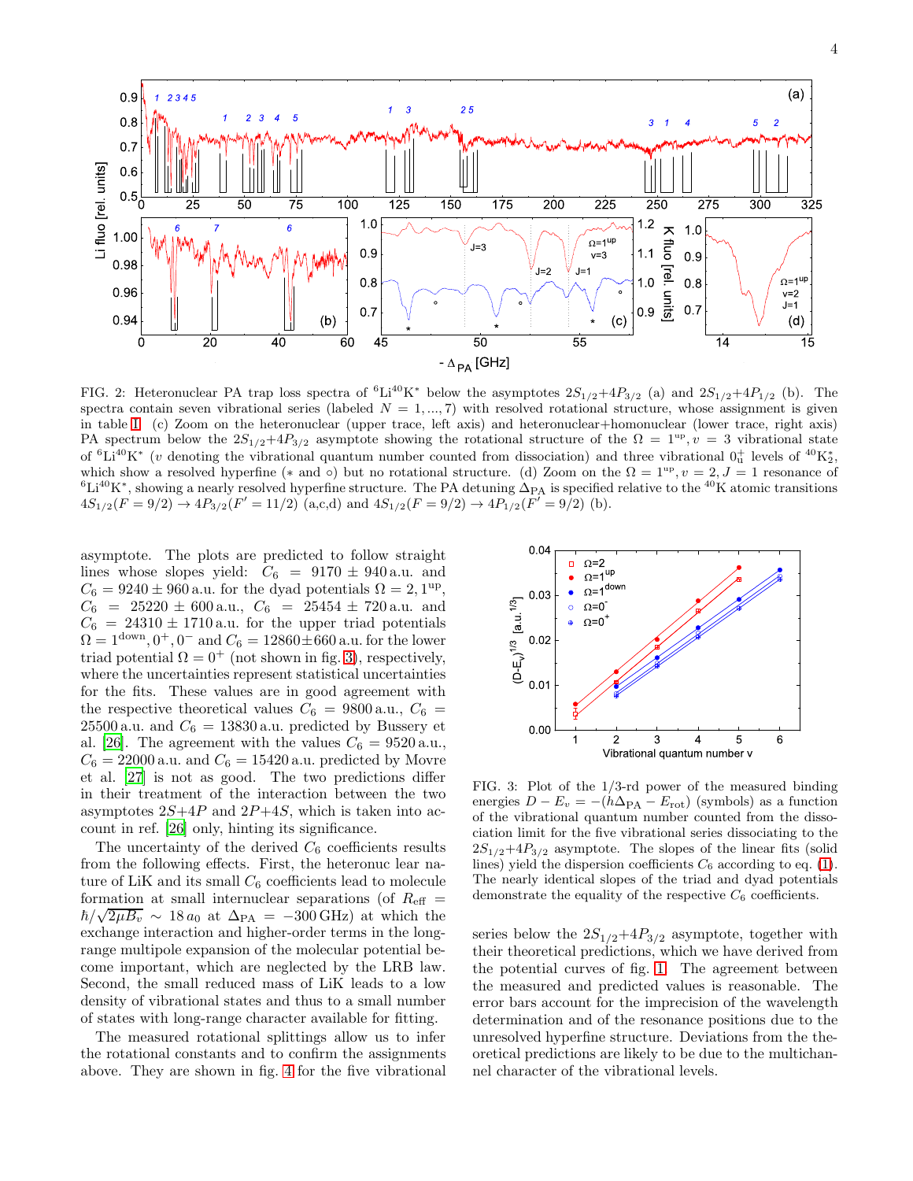FIG. 2: Heteronuclear PA trap loss spectra of $^6$Li$^{40}$K$^*$ below the asymptotes $2S_{1/2}$+$4P_{3/2}$ (a) and $2S_{1/2}$+$4P_{1/2}$ (b). The spectra contain seven vibrational series (labeled $N = 1,...,7$) with resolved rotational structure, whose assignment is given in table I. (c) Zoom on the heteronuclear (upper trace, left axis) and heteronuclear+homonuclear (lower trace, right axis) PA spectrum below the $2S_{1/2}$+$4P_{3/2}$ asymptote showing the rotational structure of the $\Omega = 1^{\rm up}, v = 3$ vibrational state of $^6$Li$^{40}$K$^*$ ($v$ denoting the vibrational quantum number counted from dissociation) and three vibrational $0_{\rm u}^+$ levels of $^{40}$K$_2^*$, which show a resolved hyperfine ($*$ and $\circ$) but no rotational structure. (d) Zoom on the $\Omega = 1^{\rm up}, v = 2, J = 1$ resonance of $^6$Li$^{40}$K$^*$, showing a nearly resolved hyperfine structure. The PA detuning $\Delta_{\rm PA}$ is specified relative to the $^{40}$K atomic transitions $4S_{1/2}(F = 9/2) \rightarrow 4P_{3/2}(F' = 11/2)$ (a,c,d) and $4S_{1/2}(F = 9/2) \rightarrow 4P_{1/2}(F' = 9/2)$ (b).

asymptote. The plots are predicted to follow straight lines whose slopes yield: $C_6 = 9170 \pm 940$ a.u. and $C_6 = 9240 \pm 960$ a.u. for the dyad potentials $\Omega = 2, 1^{\rm up}$, $C_6 = 25220 \pm 600$ a.u., $C_6 = 25454 \pm 720$ a.u. and $C_6 = 24310 \pm 1710$ a.u. for the upper triad potentials $\Omega = 1^{\rm down}, 0^+, 0^-$ and $C_6 = 12860 \pm 660$ a.u. for the lower triad potential $\Omega = 0^+$ (not shown in fig. 3), respectively, where the uncertainties represent statistical uncertainties for the fits. These values are in good agreement with the respective theoretical values $C_6 = 9800$ a.u., $C_6 = 25500$ a.u. and $C_6 = 13830$ a.u. predicted by Bussery et al. [26]. The agreement with the values $C_6 = 9520$ a.u., $C_6 = 22000$ a.u. and $C_6 = 15420$ a.u. predicted by Movre et al. [27] is not as good. The two predictions differ in their treatment of the interaction between the two asymptotes $2S$+$4P$ and $2P$+$4S$, which is taken into account in ref. [26] only, hinting its significance.

The uncertainty of the derived $C_6$ coefficients results from the following effects. First, the heteronuclear nature of LiK and its small $C_6$ coefficients lead to molecule formation at small internuclear separations (of $R_{\rm eff} = \hbar/\sqrt{2\mu B_v} \sim 18\,a_0$ at $\Delta_{\rm PA} = -300$ GHz) at which the exchange interaction and higher-order terms in the long-range multipole expansion of the molecular potential become important, which are neglected by the LRB law. Second, the small reduced mass of LiK leads to a low density of vibrational states and thus to a small number of states with long-range character available for fitting.

The measured rotational splittings allow us to infer the rotational constants and to confirm the assignments above. They are shown in fig. 4 for the five vibrational series below the $2S_{1/2}$+$4P_{3/2}$ asymptote, together with their theoretical predictions, which we have derived from the potential curves of fig. 1. The agreement between the measured and predicted values is reasonable. The error bars account for the imprecision of the wavelength determination and of the resonance positions due to the unresolved hyperfine structure. Deviations from the theoretical predictions are likely to be due to the multichannel character of the vibrational levels.

FIG. 3: Plot of the 1/3-rd power of the measured binding energies $D - E_v = -(h\Delta_{\rm PA} - E_{\rm rot})$ (symbols) as a function of the vibrational quantum number counted from the dissociation limit for the five vibrational series dissociating to the $2S_{1/2}$+$4P_{3/2}$ asymptote. The slopes of the linear fits (solid lines) yield the dispersion coefficients $C_6$ according to eq. (1). The nearly identical slopes of the triad and dyad potentials demonstrate the equality of the respective $C_6$ coefficients.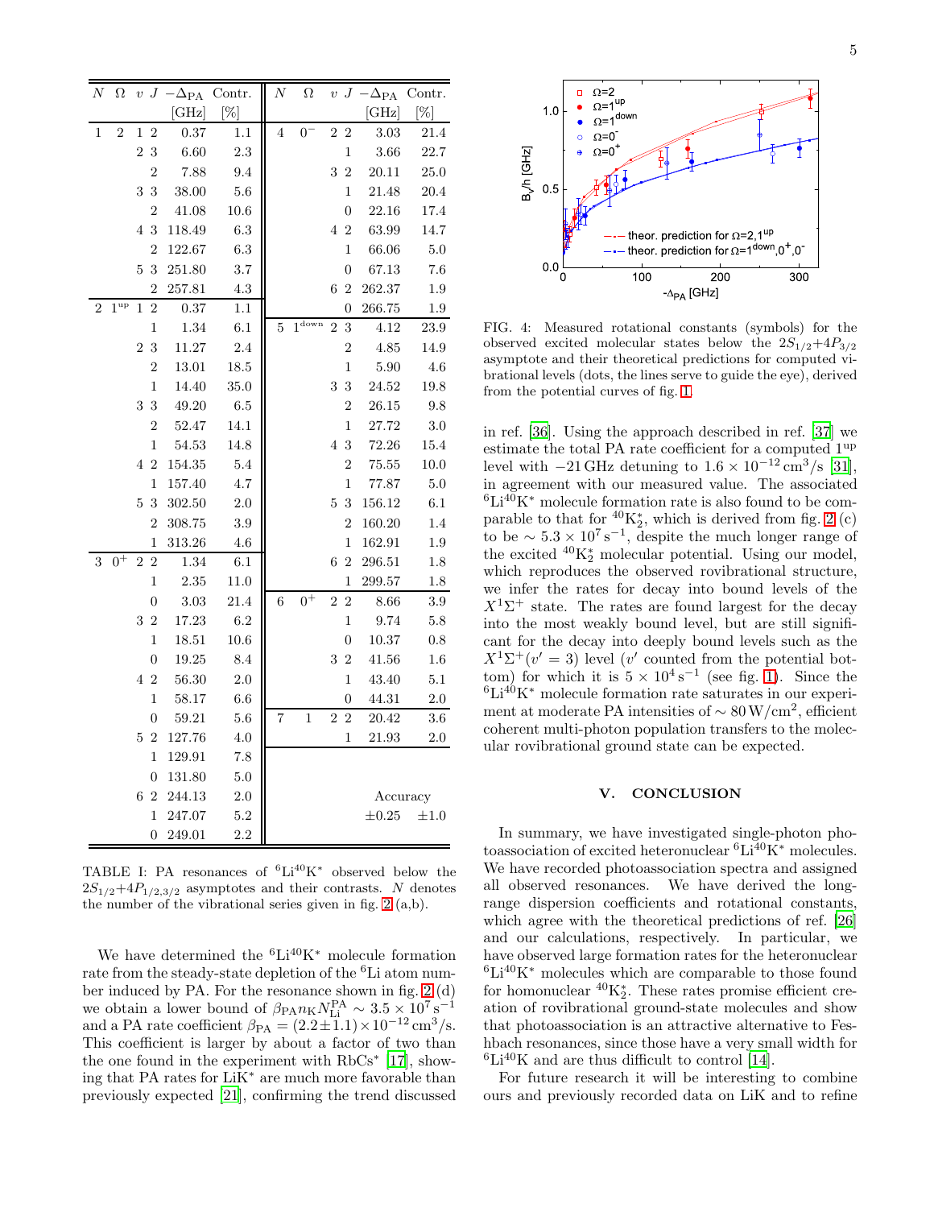| $N$ | $\Omega$ | $v$ | $J$ | $-\Delta_{\rm PA}$ [GHz] | Contr. [%] | $N$ | $\Omega$ | $v$ | $J$ | $-\Delta_{\rm PA}$ [GHz] | Contr. [%] |
|---|---|---|---|---|---|---|---|---|---|---|---|
| 1 | 2 | 1 | 2 | 0.37 | 1.1 | 4 | $0^-$ | 2 | 2 | 3.03 | 21.4 |
| | | 2 | 3 | 6.60 | 2.3 | | | | 1 | 3.66 | 22.7 |
| | | | 2 | 7.88 | 9.4 | | | 3 | 2 | 20.11 | 25.0 |
| | | 3 | 3 | 38.00 | 5.6 | | | | 1 | 21.48 | 20.4 |
| | | | 2 | 41.08 | 10.6 | | | | 0 | 22.16 | 17.4 |
| | | 4 | 3 | 118.49 | 6.3 | | | 4 | 2 | 63.99 | 14.7 |
| | | | 2 | 122.67 | 6.3 | | | | 1 | 66.06 | 5.0 |
| | | 5 | 3 | 251.80 | 3.7 | | | | 0 | 67.13 | 7.6 |
| | | | 2 | 257.81 | 4.3 | | | 6 | 2 | 262.37 | 1.9 |
| 2 | $1^{\rm up}$ | 1 | 2 | 0.37 | 1.1 | | | | 0 | 266.75 | 1.9 |
| | | | 1 | 1.34 | 6.1 | 5 | $1^{\rm down}$ | 2 | 3 | 4.12 | 23.9 |
| | | 2 | 3 | 11.27 | 2.4 | | | | 2 | 4.85 | 14.9 |
| | | | 2 | 13.01 | 18.5 | | | | 1 | 5.90 | 4.6 |
| | | | 1 | 14.40 | 35.0 | | | 3 | 3 | 24.52 | 19.8 |
| | | 3 | 3 | 49.20 | 6.5 | | | | 2 | 26.15 | 9.8 |
| | | | 2 | 52.47 | 14.1 | | | | 1 | 27.72 | 3.0 |
| | | | 1 | 54.53 | 14.8 | | | 4 | 3 | 72.26 | 15.4 |
| | | 4 | 2 | 154.35 | 5.4 | | | | 2 | 75.55 | 10.0 |
| | | | 1 | 157.40 | 4.7 | | | | 1 | 77.87 | 5.0 |
| | | 5 | 3 | 302.50 | 2.0 | | | 5 | 3 | 156.12 | 6.1 |
| | | | 2 | 308.75 | 3.9 | | | | 2 | 160.20 | 1.4 |
| | | | 1 | 313.26 | 4.6 | | | | 1 | 162.91 | 1.9 |
| 3 | $0^+$ | 2 | 2 | 1.34 | 6.1 | | | 6 | 2 | 296.51 | 1.8 |
| | | | 1 | 2.35 | 11.0 | | | | 1 | 299.57 | 1.8 |
| | | | 0 | 3.03 | 21.4 | 6 | $0^+$ | 2 | 2 | 8.66 | 3.9 |
| | | 3 | 2 | 17.23 | 6.2 | | | | 1 | 9.74 | 5.8 |
| | | | 1 | 18.51 | 10.6 | | | | 0 | 10.37 | 0.8 |
| | | | 0 | 19.25 | 8.4 | | | 3 | 2 | 41.56 | 1.6 |
| | | 4 | 2 | 56.30 | 2.0 | | | | 1 | 43.40 | 5.1 |
| | | | 1 | 58.17 | 6.6 | | | | 0 | 44.31 | 2.0 |
| | | | 0 | 59.21 | 5.6 | 7 | 1 | 2 | 2 | 20.42 | 3.6 |
| | | 5 | 2 | 127.76 | 4.0 | | | | 1 | 21.93 | 2.0 |
| | | | 1 | 129.91 | 7.8 | | | | | | |
| | | | 0 | 131.80 | 5.0 | | | | | | |
| | | 6 | 2 | 244.13 | 2.0 | | | | | Accuracy | |
| | | | 1 | 247.07 | 5.2 | | | | | ±0.25 | ±1.0 |
| | | | 0 | 249.01 | 2.2 | | | | | | |

TABLE I: PA resonances of $^6$Li$^{40}$K$^*$ observed below the $2S_{1/2}$+$4P_{1/2,3/2}$ asymptotes and their contrasts. $N$ denotes the number of the vibrational series given in fig. 2 (a,b).

We have determined the $^6$Li$^{40}$K$^*$ molecule formation rate from the steady-state depletion of the $^6$Li atom number induced by PA. For the resonance shown in fig. 2 (d) we obtain a lower bound of $\beta_{\rm PA} n_{\rm K} N_{\rm Li}^{\rm PA} \sim 3.5\times10^7\,{\rm s}^{-1}$ and a PA rate coefficient $\beta_{\rm PA} = (2.2\pm1.1)\times10^{-12}\,{\rm cm}^3/{\rm s}$. This coefficient is larger by about a factor of two than the one found in the experiment with RbCs* [17], showing that PA rates for LiK* are much more favorable than previously expected [21], confirming the trend discussed in ref. [36]. Using the approach described in ref. [37] we estimate the total PA rate coefficient for a computed $1^{\rm up}$ level with $-21$ GHz detuning to $1.6\times10^{-12}\,{\rm cm}^3/{\rm s}$ [31], in agreement with our measured value. The associated $^6$Li$^{40}$K$^*$ molecule formation rate is also found to be comparable to that for $^{40}$K$_2^*$, which is derived from fig. 2 (c) to be $\sim 5.3\times10^7\,{\rm s}^{-1}$, despite the much longer range of the excited $^{40}$K$_2^*$ molecular potential. Using our model, which reproduces the observed rovibrational structure, we infer the rates for decay into bound levels of the $X^1\Sigma^+$ state. The rates are found largest for the decay into the most weakly bound level, but are still significant for the decay into deeply bound levels such as the $X^1\Sigma^+(v'=3)$ level ($v'$ counted from the potential bottom) for which it is $5\times10^4\,{\rm s}^{-1}$ (see fig. 1). Since the $^6$Li$^{40}$K$^*$ molecule formation rate saturates in our experiment at moderate PA intensities of $\sim 80\,{\rm W/cm}^2$, efficient coherent multi-photon population transfers to the molecular rovibrational ground state can be expected.

FIG. 4: Measured rotational constants (symbols) for the observed excited molecular states below the $2S_{1/2}$+$4P_{3/2}$ asymptote and their theoretical predictions for computed vibrational levels (dots, the lines serve to guide the eye), derived from the potential curves of fig. 1.

## V. CONCLUSION

In summary, we have investigated single-photon photoassociation of excited heteronuclear $^6$Li$^{40}$K$^*$ molecules. We have recorded photoassociation spectra and assigned all observed resonances. We have derived the long-range dispersion coefficients and rotational constants, which agree with the theoretical predictions of ref. [26] and our calculations, respectively. In particular, we have observed large formation rates for the heteronuclear $^6$Li$^{40}$K$^*$ molecules which are comparable to those found for homonuclear $^{40}$K$_2^*$. These rates promise efficient creation of rovibrational ground-state molecules and show that photoassociation is an attractive alternative to Feshbach resonances, since those have a very small width for $^6$Li$^{40}$K and are thus difficult to control [14].

For future research it will be interesting to combine ours and previously recorded data on LiK and to refine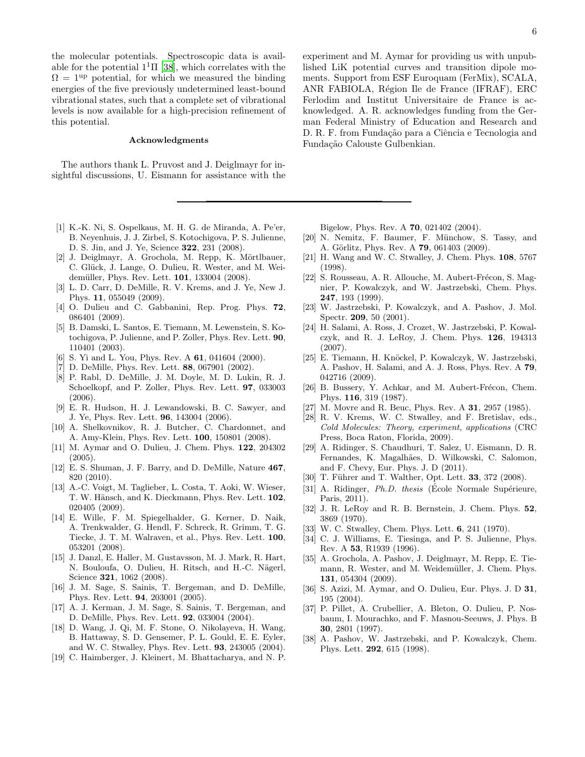the molecular potentials. Spectroscopic data is available for the potential $1^1\Pi$ [38], which correlates with the $\Omega = 1^{\mathrm{up}}$ potential, for which we measured the binding energies of the five previously undetermined least-bound vibrational states, such that a complete set of vibrational levels is now available for a high-precision refinement of this potential.

### Acknowledgments

The authors thank L. Pruvost and J. Deiglmayr for insightful discussions, U. Eismann for assistance with the experiment and M. Aymar for providing us with unpublished LiK potential curves and transition dipole moments. Support from ESF Euroquam (FerMix), SCALA, ANR FABIOLA, Région Ile de France (IFRAF), ERC Ferlodim and Institut Universitaire de France is acknowledged. A. R. acknowledges funding from the German Federal Ministry of Education and Research and D. R. F. from Fundação para a Ciência e Tecnologia and Fundação Calouste Gulbenkian.

---

[1] K.-K. Ni, S. Ospelkaus, M. H. G. de Miranda, A. Pe'er, B. Neyenhuis, J. J. Zirbel, S. Kotochigova, P. S. Julienne, D. S. Jin, and J. Ye, Science **322**, 231 (2008).

[2] J. Deiglmayr, A. Grochola, M. Repp, K. Mörtlbauer, C. Glück, J. Lange, O. Dulieu, R. Wester, and M. Weidemüller, Phys. Rev. Lett. **101**, 133004 (2008).

[3] L. D. Carr, D. DeMille, R. V. Krems, and J. Ye, New J. Phys. **11**, 055049 (2009).

[4] O. Dulieu and C. Gabbanini, Rep. Prog. Phys. **72**, 086401 (2009).

[5] B. Damski, L. Santos, E. Tiemann, M. Lewenstein, S. Kotochigova, P. Julienne, and P. Zoller, Phys. Rev. Lett. **90**, 110401 (2003).

[6] S. Yi and L. You, Phys. Rev. A **61**, 041604 (2000).

[7] D. DeMille, Phys. Rev. Lett. **88**, 067901 (2002).

[8] P. Rabl, D. DeMille, J. M. Doyle, M. D. Lukin, R. J. Schoelkopf, and P. Zoller, Phys. Rev. Lett. **97**, 033003 (2006).

[9] E. R. Hudson, H. J. Lewandowski, B. C. Sawyer, and J. Ye, Phys. Rev. Lett. **96**, 143004 (2006).

[10] A. Shelkovnikov, R. J. Butcher, C. Chardonnet, and A. Amy-Klein, Phys. Rev. Lett. **100**, 150801 (2008).

[11] M. Aymar and O. Dulieu, J. Chem. Phys. **122**, 204302 (2005).

[12] E. S. Shuman, J. F. Barry, and D. DeMille, Nature **467**, 820 (2010).

[13] A.-C. Voigt, M. Taglieber, L. Costa, T. Aoki, W. Wieser, T. W. Hänsch, and K. Dieckmann, Phys. Rev. Lett. **102**, 020405 (2009).

[14] E. Wille, F. M. Spiegelhalder, G. Kerner, D. Naik, A. Trenkwalder, G. Hendl, F. Schreck, R. Grimm, T. G. Tiecke, J. T. M. Walraven, et al., Phys. Rev. Lett. **100**, 053201 (2008).

[15] J. Danzl, E. Haller, M. Gustavsson, M. J. Mark, R. Hart, N. Bouloufa, O. Dulieu, H. Ritsch, and H.-C. Nägerl, Science **321**, 1062 (2008).

[16] J. M. Sage, S. Sainis, T. Bergeman, and D. DeMille, Phys. Rev. Lett. **94**, 203001 (2005).

[17] A. J. Kerman, J. M. Sage, S. Sainis, T. Bergeman, and D. DeMille, Phys. Rev. Lett. **92**, 033004 (2004).

[18] D. Wang, J. Qi, M. F. Stone, O. Nikolayeva, H. Wang, B. Hattaway, S. D. Gensemer, P. L. Gould, E. E. Eyler, and W. C. Stwalley, Phys. Rev. Lett. **93**, 243005 (2004).

[19] C. Haimberger, J. Kleinert, M. Bhattacharya, and N. P. Bigelow, Phys. Rev. A **70**, 021402 (2004).

[20] N. Nemitz, F. Baumer, F. Münchow, S. Tassy, and A. Görlitz, Phys. Rev. A **79**, 061403 (2009).

[21] H. Wang and W. C. Stwalley, J. Chem. Phys. **108**, 5767 (1998).

[22] S. Rousseau, A. R. Allouche, M. Aubert-Frécon, S. Magnier, P. Kowalczyk, and W. Jastrzebski, Chem. Phys. **247**, 193 (1999).

[23] W. Jastrzebski, P. Kowalczyk, and A. Pashov, J. Mol. Spectr. **209**, 50 (2001).

[24] H. Salami, A. Ross, J. Crozet, W. Jastrzebski, P. Kowalczyk, and R. J. LeRoy, J. Chem. Phys. **126**, 194313 (2007).

[25] E. Tiemann, H. Knöckel, P. Kowalczyk, W. Jastrzebski, A. Pashov, H. Salami, and A. J. Ross, Phys. Rev. A **79**, 042716 (2009).

[26] B. Bussery, Y. Achkar, and M. Aubert-Frécon, Chem. Phys. **116**, 319 (1987).

[27] M. Movre and R. Beuc, Phys. Rev. A **31**, 2957 (1985).

[28] R. V. Krems, W. C. Stwalley, and F. Bretislav, eds., *Cold Molecules: Theory, experiment, applications* (CRC Press, Boca Raton, Florida, 2009).

[29] A. Ridinger, S. Chaudhuri, T. Salez, U. Eismann, D. R. Fernandes, K. Magalhães, D. Wilkowski, C. Salomon, and F. Chevy, Eur. Phys. J. D (2011).

[30] T. Führer and T. Walther, Opt. Lett. **33**, 372 (2008).

[31] A. Ridinger, *Ph.D. thesis* (École Normale Supérieure, Paris, 2011).

[32] J. R. LeRoy and R. B. Bernstein, J. Chem. Phys. **52**, 3869 (1970).

[33] W. C. Stwalley, Chem. Phys. Lett. **6**, 241 (1970).

[34] C. J. Williams, E. Tiesinga, and P. S. Julienne, Phys. Rev. A **53**, R1939 (1996).

[35] A. Grochola, A. Pashov, J. Deiglmayr, M. Repp, E. Tiemann, R. Wester, and M. Weidemüller, J. Chem. Phys. **131**, 054304 (2009).

[36] S. Azizi, M. Aymar, and O. Dulieu, Eur. Phys. J. D **31**, 195 (2004).

[37] P. Pillet, A. Crubellier, A. Bleton, O. Dulieu, P. Nosbaum, I. Mourachko, and F. Masnou-Seeuws, J. Phys. B **30**, 2801 (1997).

[38] A. Pashov, W. Jastrzebski, and P. Kowalczyk, Chem. Phys. Lett. **292**, 615 (1998).